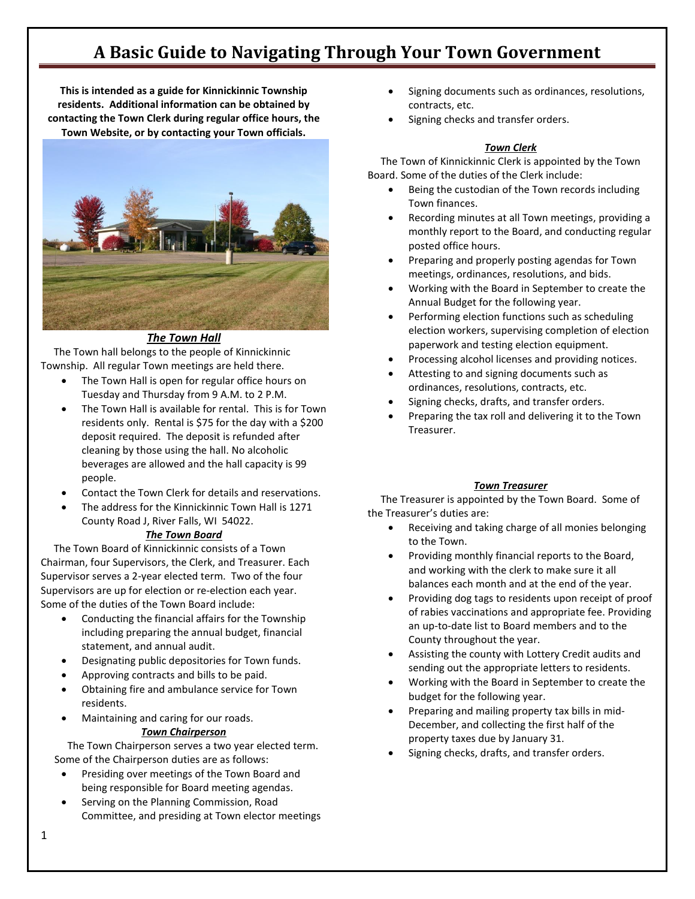# A Basic Guide to Navigating Through Your Town Government

**This is intended as a guide for Kinnickinnic Township residents. Additional information can be obtained by contacting the Town Clerk during regular office hours, the Town Website, or by contacting your Town officials.**

### ***The Town Hall***

The Town hall belongs to the people of Kinnickinnic Township. All regular Town meetings are held there.

- The Town Hall is open for regular office hours on Tuesday and Thursday from 9 A.M. to 2 P.M.
- The Town Hall is available for rental. This is for Town residents only. Rental is $75 for the day with a $200 deposit required. The deposit is refunded after cleaning by those using the hall. No alcoholic beverages are allowed and the hall capacity is 99 people.
- Contact the Town Clerk for details and reservations.
- The address for the Kinnickinnic Town Hall is 1271 County Road J, River Falls, WI 54022.

### ***The Town Board***

The Town Board of Kinnickinnic consists of a Town Chairman, four Supervisors, the Clerk, and Treasurer. Each Supervisor serves a 2-year elected term. Two of the four Supervisors are up for election or re-election each year. Some of the duties of the Town Board include:

- Conducting the financial affairs for the Township including preparing the annual budget, financial statement, and annual audit.
- Designating public depositories for Town funds.
- Approving contracts and bills to be paid.
- Obtaining fire and ambulance service for Town residents.
- Maintaining and caring for our roads.

### ***Town Chairperson***

The Town Chairperson serves a two year elected term. Some of the Chairperson duties are as follows:

- Presiding over meetings of the Town Board and being responsible for Board meeting agendas.
- Serving on the Planning Commission, Road Committee, and presiding at Town elector meetings
- Signing documents such as ordinances, resolutions, contracts, etc.
- Signing checks and transfer orders.

### ***Town Clerk***

The Town of Kinnickinnic Clerk is appointed by the Town Board. Some of the duties of the Clerk include:

- Being the custodian of the Town records including Town finances.
- Recording minutes at all Town meetings, providing a monthly report to the Board, and conducting regular posted office hours.
- Preparing and properly posting agendas for Town meetings, ordinances, resolutions, and bids.
- Working with the Board in September to create the Annual Budget for the following year.
- Performing election functions such as scheduling election workers, supervising completion of election paperwork and testing election equipment.
- Processing alcohol licenses and providing notices.
- Attesting to and signing documents such as ordinances, resolutions, contracts, etc.
- Signing checks, drafts, and transfer orders.
- Preparing the tax roll and delivering it to the Town Treasurer.

### ***Town Treasurer***

The Treasurer is appointed by the Town Board. Some of the Treasurer's duties are:

- Receiving and taking charge of all monies belonging to the Town.
- Providing monthly financial reports to the Board, and working with the clerk to make sure it all balances each month and at the end of the year.
- Providing dog tags to residents upon receipt of proof of rabies vaccinations and appropriate fee. Providing an up-to-date list to Board members and to the County throughout the year.
- Assisting the county with Lottery Credit audits and sending out the appropriate letters to residents.
- Working with the Board in September to create the budget for the following year.
- Preparing and mailing property tax bills in mid-December, and collecting the first half of the property taxes due by January 31.
- Signing checks, drafts, and transfer orders.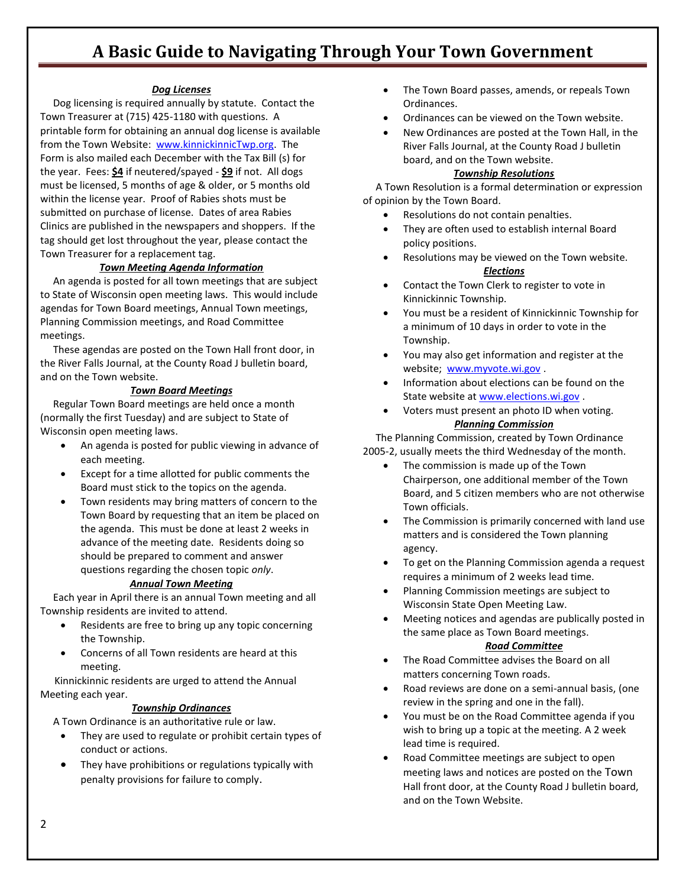# A Basic Guide to Navigating Through Your Town Government

***Dog Licenses***

Dog licensing is required annually by statute. Contact the Town Treasurer at (715) 425-1180 with questions. A printable form for obtaining an annual dog license is available from the Town Website: [www.kinnickinnicTwp.org](http://www.kinnickinnicTwp.org). The Form is also mailed each December with the Tax Bill (s) for the year. Fees: **$4** if neutered/spayed - **$9** if not. All dogs must be licensed, 5 months of age & older, or 5 months old within the license year. Proof of Rabies shots must be submitted on purchase of license. Dates of area Rabies Clinics are published in the newspapers and shoppers. If the tag should get lost throughout the year, please contact the Town Treasurer for a replacement tag.

***Town Meeting Agenda Information***

An agenda is posted for all town meetings that are subject to State of Wisconsin open meeting laws. This would include agendas for Town Board meetings, Annual Town meetings, Planning Commission meetings, and Road Committee meetings.

These agendas are posted on the Town Hall front door, in the River Falls Journal, at the County Road J bulletin board, and on the Town website.

***Town Board Meetings***

Regular Town Board meetings are held once a month (normally the first Tuesday) and are subject to State of Wisconsin open meeting laws.

- An agenda is posted for public viewing in advance of each meeting.
- Except for a time allotted for public comments the Board must stick to the topics on the agenda.
- Town residents may bring matters of concern to the Town Board by requesting that an item be placed on the agenda. This must be done at least 2 weeks in advance of the meeting date. Residents doing so should be prepared to comment and answer questions regarding the chosen topic *only*.

***Annual Town Meeting***

Each year in April there is an annual Town meeting and all Township residents are invited to attend.

- Residents are free to bring up any topic concerning the Township.
- Concerns of all Town residents are heard at this meeting.

Kinnickinnic residents are urged to attend the Annual Meeting each year.

***Township Ordinances***

A Town Ordinance is an authoritative rule or law.

- They are used to regulate or prohibit certain types of conduct or actions.
- They have prohibitions or regulations typically with penalty provisions for failure to comply.
- The Town Board passes, amends, or repeals Town Ordinances.
- Ordinances can be viewed on the Town website.
- New Ordinances are posted at the Town Hall, in the River Falls Journal, at the County Road J bulletin board, and on the Town website.

***Township Resolutions***

A Town Resolution is a formal determination or expression of opinion by the Town Board.

- Resolutions do not contain penalties.
- They are often used to establish internal Board policy positions.
- Resolutions may be viewed on the Town website.

***Elections***

- Contact the Town Clerk to register to vote in Kinnickinnic Township.
- You must be a resident of Kinnickinnic Township for a minimum of 10 days in order to vote in the Township.
- You may also get information and register at the website; [www.myvote.wi.gov](http://www.myvote.wi.gov) .
- Information about elections can be found on the State website at [www.elections.wi.gov](http://www.elections.wi.gov) .
- Voters must present an photo ID when voting.

***Planning Commission***

The Planning Commission, created by Town Ordinance 2005-2, usually meets the third Wednesday of the month.

- The commission is made up of the Town Chairperson, one additional member of the Town Board, and 5 citizen members who are not otherwise Town officials.
- The Commission is primarily concerned with land use matters and is considered the Town planning agency.
- To get on the Planning Commission agenda a request requires a minimum of 2 weeks lead time.
- Planning Commission meetings are subject to Wisconsin State Open Meeting Law.
- Meeting notices and agendas are publically posted in the same place as Town Board meetings.

***Road Committee***

- The Road Committee advises the Board on all matters concerning Town roads.
- Road reviews are done on a semi-annual basis, (one review in the spring and one in the fall).
- You must be on the Road Committee agenda if you wish to bring up a topic at the meeting. A 2 week lead time is required.
- Road Committee meetings are subject to open meeting laws and notices are posted on the Town Hall front door, at the County Road J bulletin board, and on the Town Website.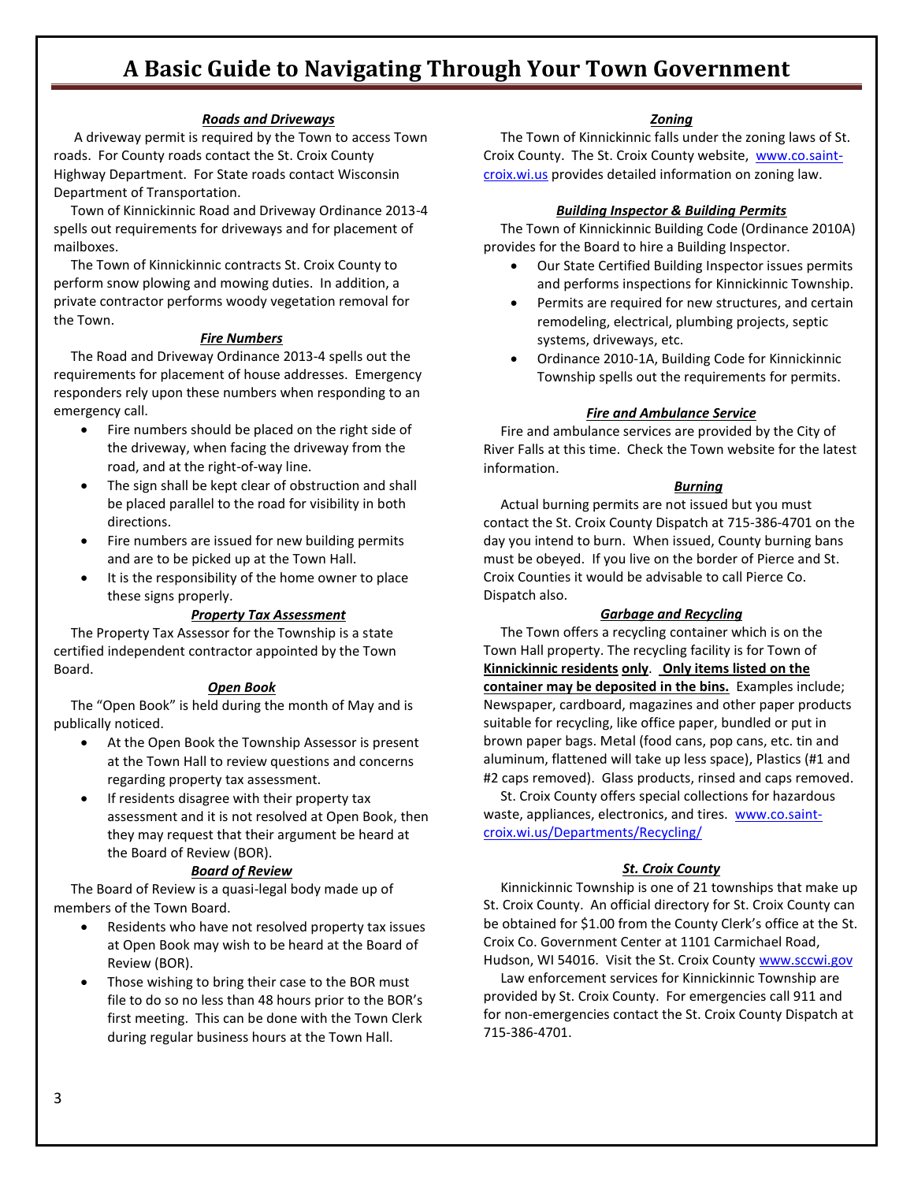# A Basic Guide to Navigating Through Your Town Government

### ***Roads and Driveways***

A driveway permit is required by the Town to access Town roads. For County roads contact the St. Croix County Highway Department. For State roads contact Wisconsin Department of Transportation.

Town of Kinnickinnic Road and Driveway Ordinance 2013-4 spells out requirements for driveways and for placement of mailboxes.

The Town of Kinnickinnic contracts St. Croix County to perform snow plowing and mowing duties. In addition, a private contractor performs woody vegetation removal for the Town.

### ***Fire Numbers***

The Road and Driveway Ordinance 2013-4 spells out the requirements for placement of house addresses. Emergency responders rely upon these numbers when responding to an emergency call.

- Fire numbers should be placed on the right side of the driveway, when facing the driveway from the road, and at the right-of-way line.
- The sign shall be kept clear of obstruction and shall be placed parallel to the road for visibility in both directions.
- Fire numbers are issued for new building permits and are to be picked up at the Town Hall.
- It is the responsibility of the home owner to place these signs properly.

### ***Property Tax Assessment***

The Property Tax Assessor for the Township is a state certified independent contractor appointed by the Town Board.

### ***Open Book***

The "Open Book" is held during the month of May and is publically noticed.

- At the Open Book the Township Assessor is present at the Town Hall to review questions and concerns regarding property tax assessment.
- If residents disagree with their property tax assessment and it is not resolved at Open Book, then they may request that their argument be heard at the Board of Review (BOR).

### ***Board of Review***

The Board of Review is a quasi-legal body made up of members of the Town Board.

- Residents who have not resolved property tax issues at Open Book may wish to be heard at the Board of Review (BOR).
- Those wishing to bring their case to the BOR must file to do so no less than 48 hours prior to the BOR's first meeting. This can be done with the Town Clerk during regular business hours at the Town Hall.

### ***Zoning***

The Town of Kinnickinnic falls under the zoning laws of St. Croix County. The St. Croix County website, www.co.saint-croix.wi.us provides detailed information on zoning law.

### ***Building Inspector & Building Permits***

The Town of Kinnickinnic Building Code (Ordinance 2010A) provides for the Board to hire a Building Inspector.

- Our State Certified Building Inspector issues permits and performs inspections for Kinnickinnic Township.
- Permits are required for new structures, and certain remodeling, electrical, plumbing projects, septic systems, driveways, etc.
- Ordinance 2010-1A, Building Code for Kinnickinnic Township spells out the requirements for permits.

### ***Fire and Ambulance Service***

Fire and ambulance services are provided by the City of River Falls at this time. Check the Town website for the latest information.

### ***Burning***

Actual burning permits are not issued but you must contact the St. Croix County Dispatch at 715-386-4701 on the day you intend to burn. When issued, County burning bans must be obeyed. If you live on the border of Pierce and St. Croix Counties it would be advisable to call Pierce Co. Dispatch also.

### ***Garbage and Recycling***

The Town offers a recycling container which is on the Town Hall property. The recycling facility is for Town of **Kinnickinnic residents only**. **Only items listed on the container may be deposited in the bins.** Examples include; Newspaper, cardboard, magazines and other paper products suitable for recycling, like office paper, bundled or put in brown paper bags. Metal (food cans, pop cans, etc. tin and aluminum, flattened will take up less space), Plastics (#1 and #2 caps removed). Glass products, rinsed and caps removed.

St. Croix County offers special collections for hazardous waste, appliances, electronics, and tires. www.co.saint-croix.wi.us/Departments/Recycling/

### ***St. Croix County***

Kinnickinnic Township is one of 21 townships that make up St. Croix County. An official directory for St. Croix County can be obtained for $1.00 from the County Clerk's office at the St. Croix Co. Government Center at 1101 Carmichael Road, Hudson, WI 54016. Visit the St. Croix County www.sccwi.gov

Law enforcement services for Kinnickinnic Township are provided by St. Croix County. For emergencies call 911 and for non-emergencies contact the St. Croix County Dispatch at 715-386-4701.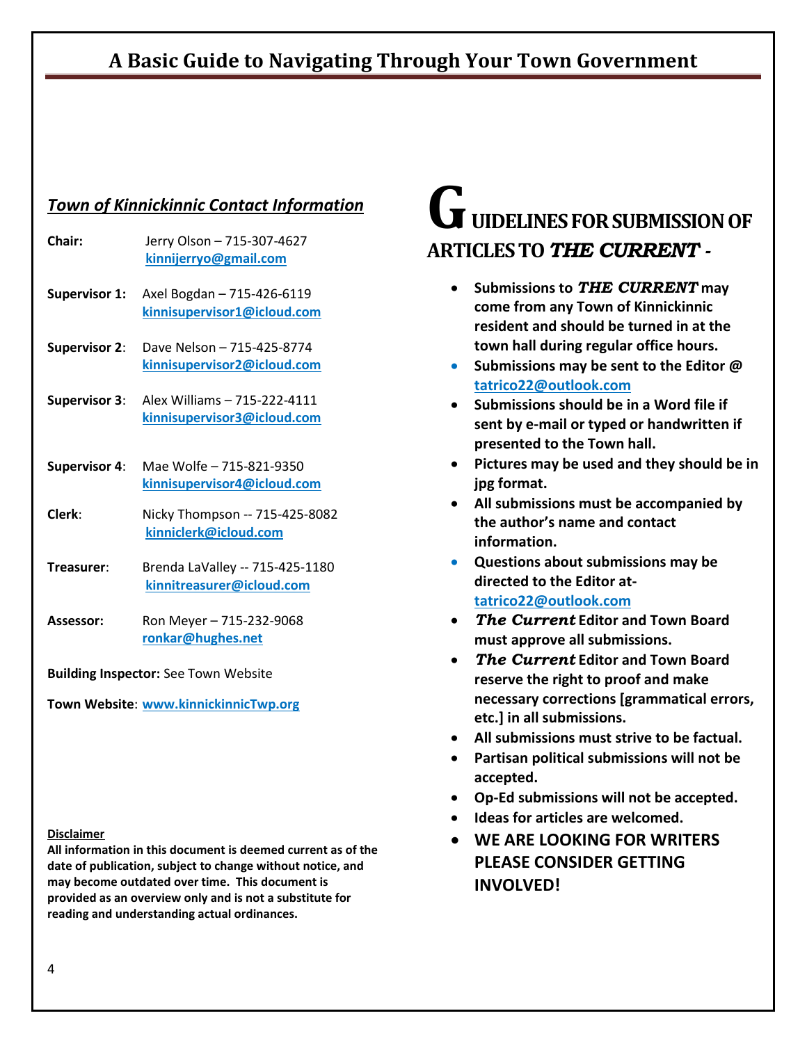# A Basic Guide to Navigating Through Your Town Government

## ***Town of Kinnickinnic Contact Information***

**Chair:** Jerry Olson – 715-307-4627
kinnijerryo@gmail.com

**Supervisor 1:** Axel Bogdan – 715-426-6119
kinnisupervisor1@icloud.com

**Supervisor 2**: Dave Nelson – 715-425-8774
kinnisupervisor2@icloud.com

**Supervisor 3**: Alex Williams – 715-222-4111
kinnisupervisor3@icloud.com

**Supervisor 4**: Mae Wolfe – 715-821-9350
kinnisupervisor4@icloud.com

**Clerk**: Nicky Thompson -- 715-425-8082
kinniclerk@icloud.com

**Treasurer**: Brenda LaValley -- 715-425-1180
kinnitreasurer@icloud.com

**Assessor:** Ron Meyer – 715-232-9068
ronkar@hughes.net

**Building Inspector:** See Town Website

**Town Website**: www.kinnickinnicTwp.org

**Disclaimer**

**All information in this document is deemed current as of the date of publication, subject to change without notice, and may become outdated over time. This document is provided as an overview only and is not a substitute for reading and understanding actual ordinances.**

## GUIDELINES FOR SUBMISSION OF ARTICLES TO *THE CURRENT* -

- **Submissions to *THE CURRENT* may come from any Town of Kinnickinnic resident and should be turned in at the town hall during regular office hours.**
- **Submissions may be sent to the Editor @ tatrico22@outlook.com**
- **Submissions should be in a Word file if sent by e-mail or typed or handwritten if presented to the Town hall.**
- **Pictures may be used and they should be in jpg format.**
- **All submissions must be accompanied by the author's name and contact information.**
- **Questions about submissions may be directed to the Editor at- tatrico22@outlook.com**
- ***The Current* Editor and Town Board must approve all submissions.**
- ***The Current* Editor and Town Board reserve the right to proof and make necessary corrections [grammatical errors, etc.] in all submissions.**
- **All submissions must strive to be factual.**
- **Partisan political submissions will not be accepted.**
- **Op-Ed submissions will not be accepted.**
- **Ideas for articles are welcomed.**
- **WE ARE LOOKING FOR WRITERS PLEASE CONSIDER GETTING INVOLVED!**